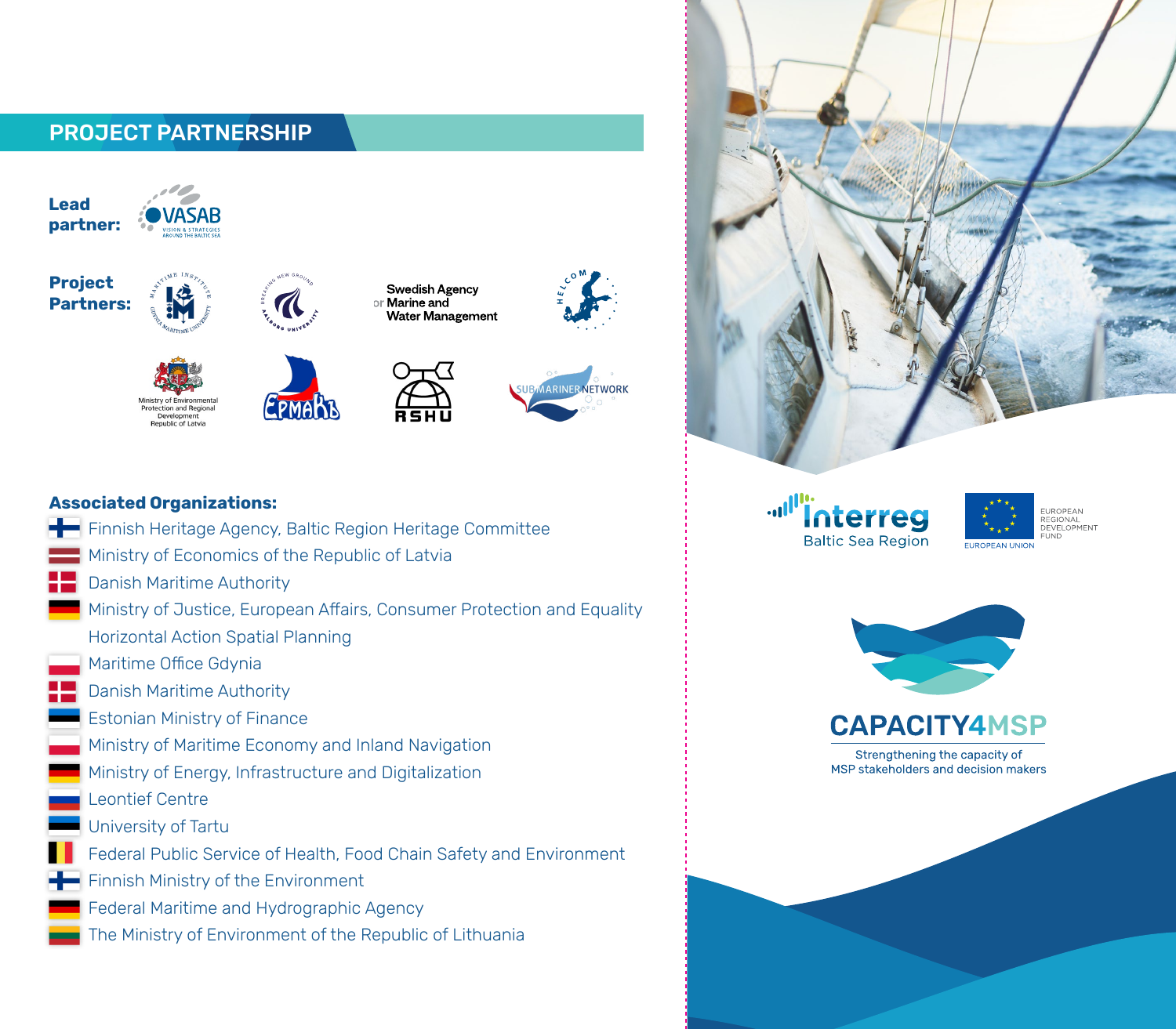## PROJECT PARTNERSHIP

**Lead partner:** VASAB – Vision & Strategies Around the Baltic Sea

**Project Partners:** Maritime Institute – Gdynia Maritime University; Aalborg University – Breaking New Ground; Swedish Agency for Marine and Water Management; HELCOM; Ministry of Environmental Protection and Regional Development Republic of Latvia; ЕРМАКЪ; RSHU; SUBMARINER NETWORK

**Associated Organizations:**

- Finnish Heritage Agency, Baltic Region Heritage Committee
- Ministry of Economics of the Republic of Latvia
- Danish Maritime Authority
- Ministry of Justice, European Affairs, Consumer Protection and Equality Horizontal Action Spatial Planning
- Maritime Office Gdynia
- Danish Maritime Authority
- Estonian Ministry of Finance
- Ministry of Maritime Economy and Inland Navigation
- Ministry of Energy, Infrastructure and Digitalization
- Leontief Centre
- University of Tartu
- Federal Public Service of Health, Food Chain Safety and Environment
- Finnish Ministry of the Environment
- Federal Maritime and Hydrographic Agency
- The Ministry of Environment of the Republic of Lithuania

Interreg Baltic Sea Region

EUROPEAN UNION – EUROPEAN REGIONAL DEVELOPMENT FUND

# CAPACITY4MSP

Strengthening the capacity of MSP stakeholders and decision makers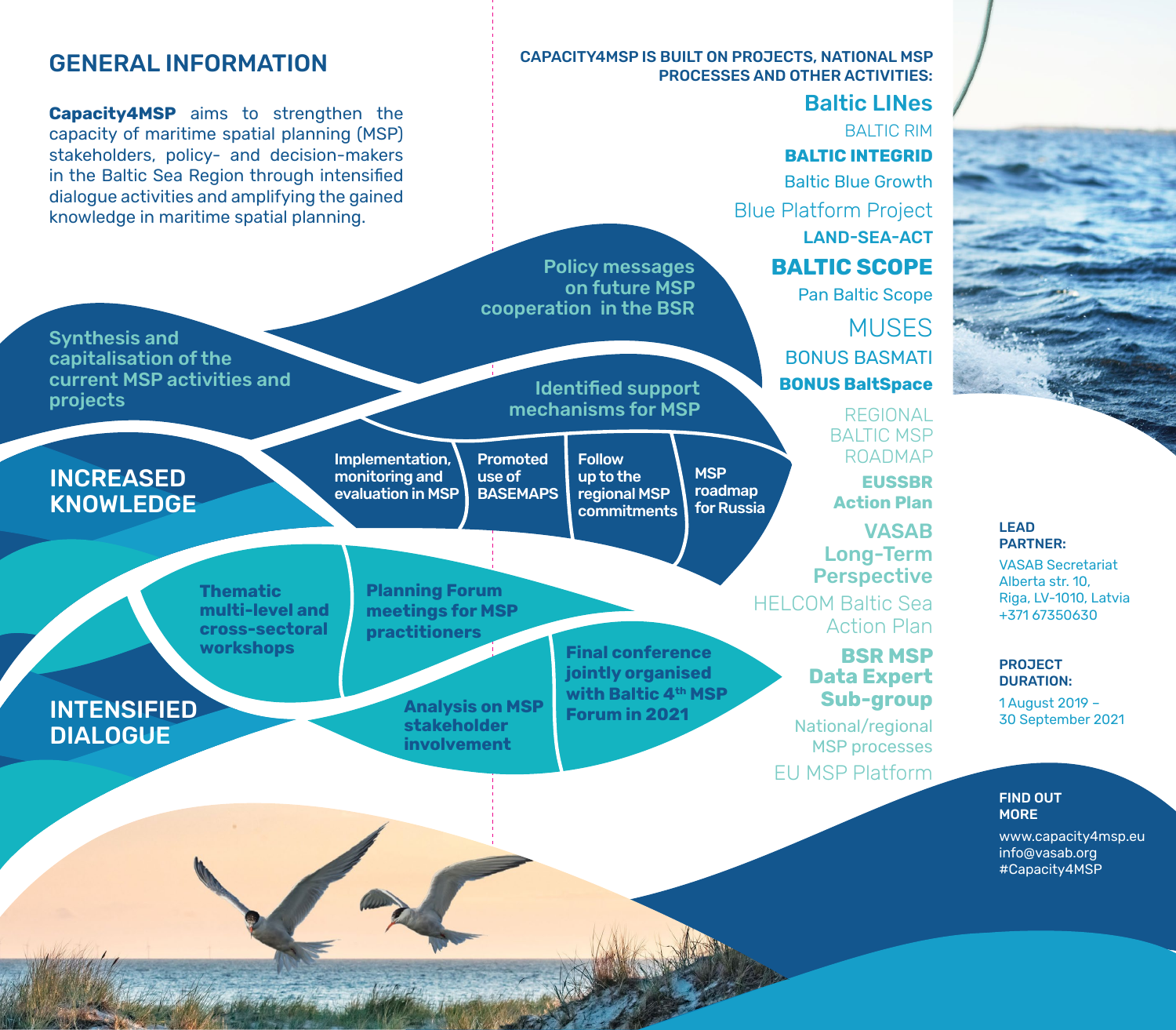## GENERAL INFORMATION

**Capacity4MSP** aims to strengthen the capacity of maritime spatial planning (MSP) stakeholders, policy- and decision-makers in the Baltic Sea Region through intensified dialogue activities and amplifying the gained knowledge in maritime spatial planning.

### INCREASED KNOWLEDGE

Synthesis and capitalisation of the current MSP activities and projects

Policy messages on future MSP cooperation in the BSR

Identified support mechanisms for MSP

- Implementation, monitoring and evaluation in MSP
- Promoted use of BASEMAPS
- Follow up to the regional MSP commitments
- MSP roadmap for Russia

### INTENSIFIED DIALOGUE

**Thematic multi-level and cross-sectoral workshops**

**Planning Forum meetings for MSP practitioners**

**Analysis on MSP stakeholder involvement**

**Final conference jointly organised with Baltic 4th MSP Forum in 2021**

### CAPACITY4MSP IS BUILT ON PROJECTS, NATIONAL MSP PROCESSES AND OTHER ACTIVITIES:

- Baltic LINes
- BALTIC RIM
- BALTIC INTEGRID
- Baltic Blue Growth
- Blue Platform Project
- LAND-SEA-ACT
- BALTIC SCOPE
- Pan Baltic Scope
- MUSES
- BONUS BASMATI
- BONUS BaltSpace
- REGIONAL BALTIC MSP ROADMAP
- EUSSBR Action Plan
- VASAB Long-Term Perspective
- HELCOM Baltic Sea Action Plan
- BSR MSP Data Expert Sub-group
- National/regional MSP processes
- EU MSP Platform

**LEAD PARTNER:**

VASAB Secretariat
Alberta str. 10,
Riga, LV-1010, Latvia
+371 67350630

**PROJECT DURATION:**

1 August 2019 – 30 September 2021

**FIND OUT MORE**

www.capacity4msp.eu
info@vasab.org
#Capacity4MSP